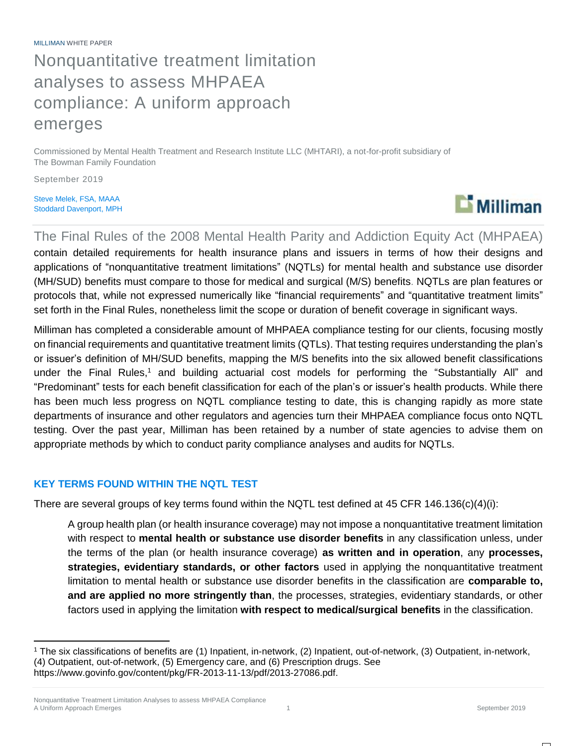MILLIMAN WHITE PAPER

# Nonquantitative treatment limitation analyses to assess MHPAEA compliance: A uniform approach emerges

Commissioned by Mental Health Treatment and Research Institute LLC (MHTARI), a not-for-profit subsidiary of The Bowman Family Foundation

September 2019

Steve Melek, FSA, MAAA
Stoddard Davenport, MPH

The Final Rules of the 2008 Mental Health Parity and Addiction Equity Act (MHPAEA) contain detailed requirements for health insurance plans and issuers in terms of how their designs and applications of "nonquantitative treatment limitations" (NQTLs) for mental health and substance use disorder (MH/SUD) benefits must compare to those for medical and surgical (M/S) benefits. NQTLs are plan features or protocols that, while not expressed numerically like "financial requirements" and "quantitative treatment limits" set forth in the Final Rules, nonetheless limit the scope or duration of benefit coverage in significant ways.

Milliman has completed a considerable amount of MHPAEA compliance testing for our clients, focusing mostly on financial requirements and quantitative treatment limits (QTLs). That testing requires understanding the plan's or issuer's definition of MH/SUD benefits, mapping the M/S benefits into the six allowed benefit classifications under the Final Rules,[1] and building actuarial cost models for performing the "Substantially All" and "Predominant" tests for each benefit classification for each of the plan's or issuer's health products. While there has been much less progress on NQTL compliance testing to date, this is changing rapidly as more state departments of insurance and other regulators and agencies turn their MHPAEA compliance focus onto NQTL testing. Over the past year, Milliman has been retained by a number of state agencies to advise them on appropriate methods by which to conduct parity compliance analyses and audits for NQTLs.

## KEY TERMS FOUND WITHIN THE NQTL TEST

There are several groups of key terms found within the NQTL test defined at 45 CFR 146.136(c)(4)(i):

> A group health plan (or health insurance coverage) may not impose a nonquantitative treatment limitation with respect to **mental health or substance use disorder benefits** in any classification unless, under the terms of the plan (or health insurance coverage) **as written and in operation**, any **processes, strategies, evidentiary standards, or other factors** used in applying the nonquantitative treatment limitation to mental health or substance use disorder benefits in the classification are **comparable to, and are applied no more stringently than**, the processes, strategies, evidentiary standards, or other factors used in applying the limitation **with respect to medical/surgical benefits** in the classification.

[1] The six classifications of benefits are (1) Inpatient, in-network, (2) Inpatient, out-of-network, (3) Outpatient, in-network, (4) Outpatient, out-of-network, (5) Emergency care, and (6) Prescription drugs. See https://www.govinfo.gov/content/pkg/FR-2013-11-13/pdf/2013-27086.pdf.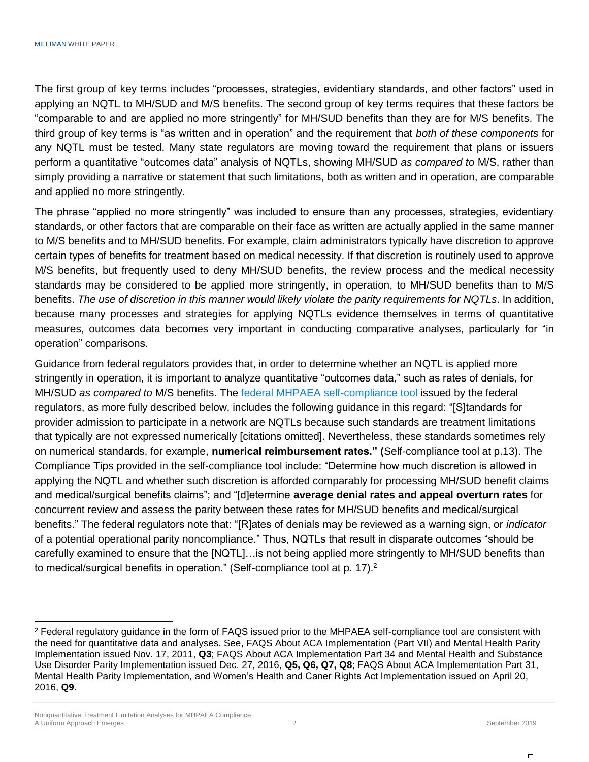The first group of key terms includes "processes, strategies, evidentiary standards, and other factors" used in applying an NQTL to MH/SUD and M/S benefits. The second group of key terms requires that these factors be "comparable to and are applied no more stringently" for MH/SUD benefits than they are for M/S benefits. The third group of key terms is "as written and in operation" and the requirement that *both of these components* for any NQTL must be tested. Many state regulators are moving toward the requirement that plans or issuers perform a quantitative "outcomes data" analysis of NQTLs, showing MH/SUD *as compared to* M/S, rather than simply providing a narrative or statement that such limitations, both as written and in operation, are comparable and applied no more stringently.

The phrase "applied no more stringently" was included to ensure than any processes, strategies, evidentiary standards, or other factors that are comparable on their face as written are actually applied in the same manner to M/S benefits and to MH/SUD benefits. For example, claim administrators typically have discretion to approve certain types of benefits for treatment based on medical necessity. If that discretion is routinely used to approve M/S benefits, but frequently used to deny MH/SUD benefits, the review process and the medical necessity standards may be considered to be applied more stringently, in operation, to MH/SUD benefits than to M/S benefits. *The use of discretion in this manner would likely violate the parity requirements for NQTLs*. In addition, because many processes and strategies for applying NQTLs evidence themselves in terms of quantitative measures, outcomes data becomes very important in conducting comparative analyses, particularly for "in operation" comparisons.

Guidance from federal regulators provides that, in order to determine whether an NQTL is applied more stringently in operation, it is important to analyze quantitative "outcomes data," such as rates of denials, for MH/SUD *as compared to* M/S benefits. The federal MHPAEA self-compliance tool issued by the federal regulators, as more fully described below, includes the following guidance in this regard: "[S]tandards for provider admission to participate in a network are NQTLs because such standards are treatment limitations that typically are not expressed numerically [citations omitted]. Nevertheless, these standards sometimes rely on numerical standards, for example, **numerical reimbursement rates." (**Self-compliance tool at p.13). The Compliance Tips provided in the self-compliance tool include: "Determine how much discretion is allowed in applying the NQTL and whether such discretion is afforded comparably for processing MH/SUD benefit claims and medical/surgical benefits claims"; and "[d]etermine **average denial rates and appeal overturn rates** for concurrent review and assess the parity between these rates for MH/SUD benefits and medical/surgical benefits." The federal regulators note that: "[R]ates of denials may be reviewed as a warning sign, or *indicator* of a potential operational parity noncompliance." Thus, NQTLs that result in disparate outcomes "should be carefully examined to ensure that the [NQTL]…is not being applied more stringently to MH/SUD benefits than to medical/surgical benefits in operation." (Self-compliance tool at p. 17).[2]

---

[2] Federal regulatory guidance in the form of FAQS issued prior to the MHPAEA self-compliance tool are consistent with the need for quantitative data and analyses. See, FAQS About ACA Implementation (Part VII) and Mental Health Parity Implementation issued Nov. 17, 2011, **Q3**; FAQS About ACA Implementation Part 34 and Mental Health and Substance Use Disorder Parity Implementation issued Dec. 27, 2016, **Q5, Q6, Q7, Q8**; FAQS About ACA Implementation Part 31, Mental Health Parity Implementation, and Women's Health and Caner Rights Act Implementation issued on April 20, 2016, **Q9.**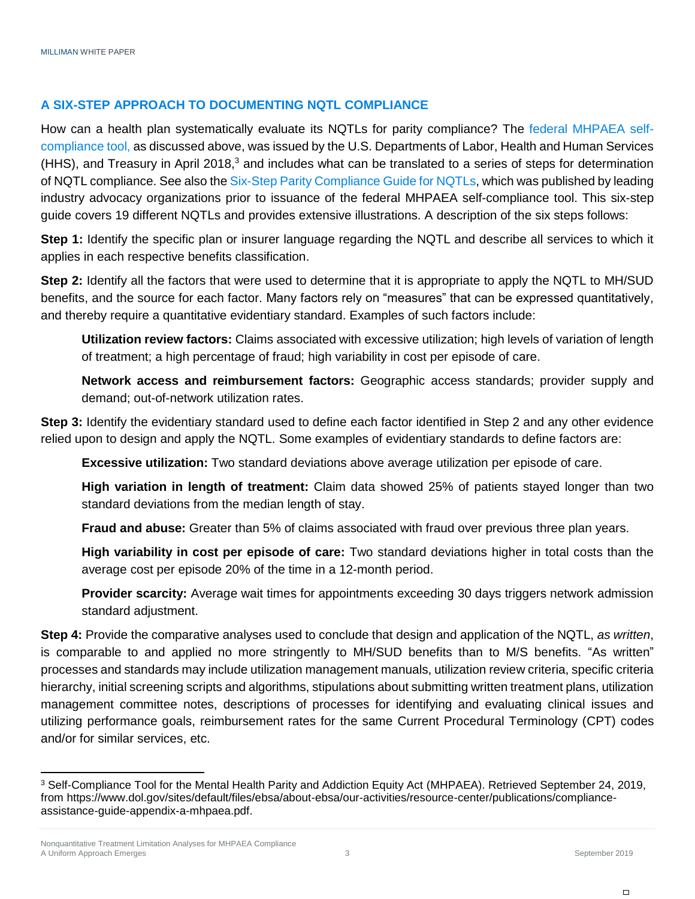## A SIX-STEP APPROACH TO DOCUMENTING NQTL COMPLIANCE

How can a health plan systematically evaluate its NQTLs for parity compliance? The federal MHPAEA self-compliance tool, as discussed above, was issued by the U.S. Departments of Labor, Health and Human Services (HHS), and Treasury in April 2018,[3] and includes what can be translated to a series of steps for determination of NQTL compliance. See also the Six-Step Parity Compliance Guide for NQTLs, which was published by leading industry advocacy organizations prior to issuance of the federal MHPAEA self-compliance tool. This six-step guide covers 19 different NQTLs and provides extensive illustrations. A description of the six steps follows:

**Step 1:** Identify the specific plan or insurer language regarding the NQTL and describe all services to which it applies in each respective benefits classification.

**Step 2:** Identify all the factors that were used to determine that it is appropriate to apply the NQTL to MH/SUD benefits, and the source for each factor. Many factors rely on "measures" that can be expressed quantitatively, and thereby require a quantitative evidentiary standard. Examples of such factors include:

> **Utilization review factors:** Claims associated with excessive utilization; high levels of variation of length of treatment; a high percentage of fraud; high variability in cost per episode of care.
>
> **Network access and reimbursement factors:** Geographic access standards; provider supply and demand; out-of-network utilization rates.

**Step 3:** Identify the evidentiary standard used to define each factor identified in Step 2 and any other evidence relied upon to design and apply the NQTL. Some examples of evidentiary standards to define factors are:

> **Excessive utilization:** Two standard deviations above average utilization per episode of care.
>
> **High variation in length of treatment:** Claim data showed 25% of patients stayed longer than two standard deviations from the median length of stay.
>
> **Fraud and abuse:** Greater than 5% of claims associated with fraud over previous three plan years.
>
> **High variability in cost per episode of care:** Two standard deviations higher in total costs than the average cost per episode 20% of the time in a 12-month period.
>
> **Provider scarcity:** Average wait times for appointments exceeding 30 days triggers network admission standard adjustment.

**Step 4:** Provide the comparative analyses used to conclude that design and application of the NQTL, *as written*, is comparable to and applied no more stringently to MH/SUD benefits than to M/S benefits. "As written" processes and standards may include utilization management manuals, utilization review criteria, specific criteria hierarchy, initial screening scripts and algorithms, stipulations about submitting written treatment plans, utilization management committee notes, descriptions of processes for identifying and evaluating clinical issues and utilizing performance goals, reimbursement rates for the same Current Procedural Terminology (CPT) codes and/or for similar services, etc.

---

[3] Self-Compliance Tool for the Mental Health Parity and Addiction Equity Act (MHPAEA). Retrieved September 24, 2019, from https://www.dol.gov/sites/default/files/ebsa/about-ebsa/our-activities/resource-center/publications/compliance-assistance-guide-appendix-a-mhpaea.pdf.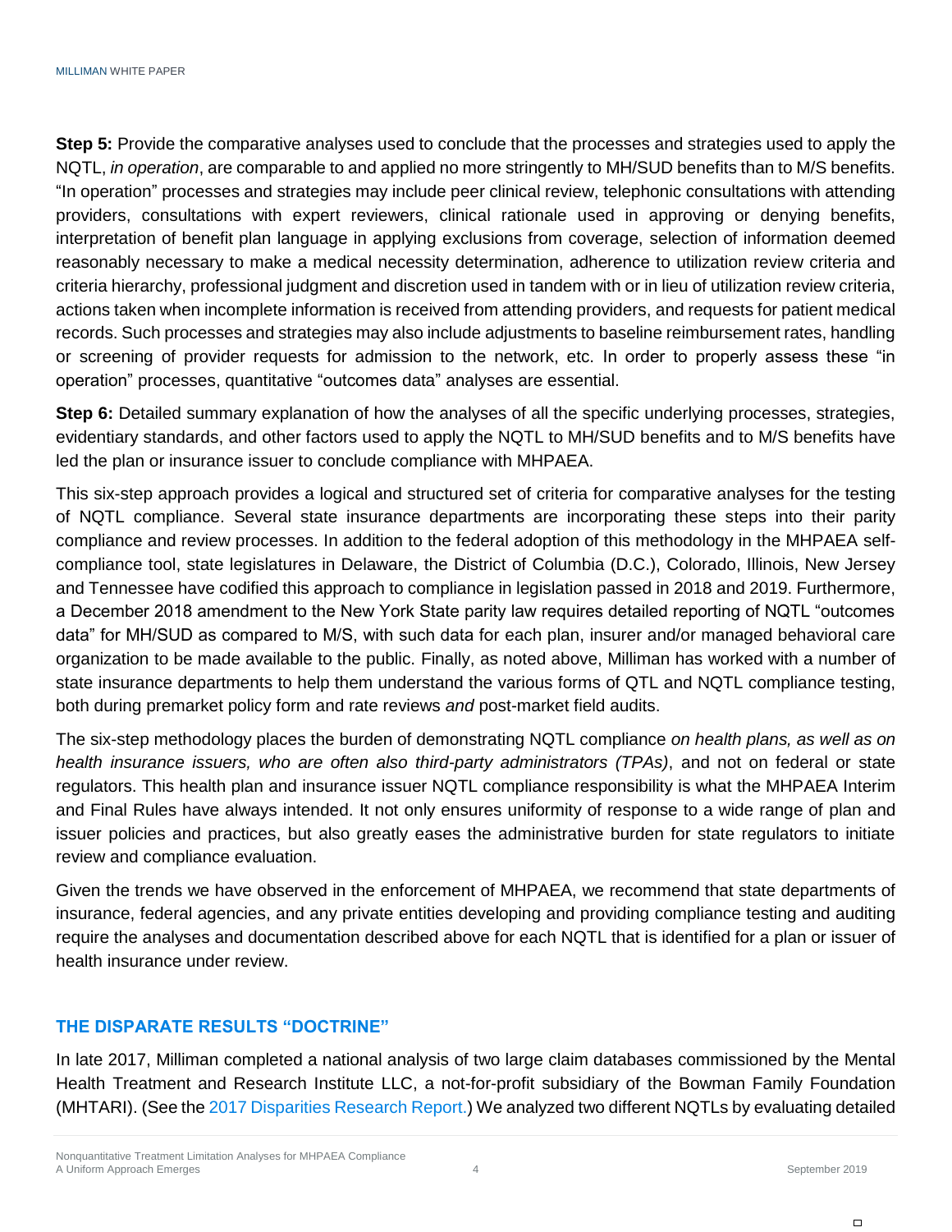**Step 5:** Provide the comparative analyses used to conclude that the processes and strategies used to apply the NQTL, *in operation*, are comparable to and applied no more stringently to MH/SUD benefits than to M/S benefits. "In operation" processes and strategies may include peer clinical review, telephonic consultations with attending providers, consultations with expert reviewers, clinical rationale used in approving or denying benefits, interpretation of benefit plan language in applying exclusions from coverage, selection of information deemed reasonably necessary to make a medical necessity determination, adherence to utilization review criteria and criteria hierarchy, professional judgment and discretion used in tandem with or in lieu of utilization review criteria, actions taken when incomplete information is received from attending providers, and requests for patient medical records. Such processes and strategies may also include adjustments to baseline reimbursement rates, handling or screening of provider requests for admission to the network, etc. In order to properly assess these "in operation" processes, quantitative "outcomes data" analyses are essential.

**Step 6:** Detailed summary explanation of how the analyses of all the specific underlying processes, strategies, evidentiary standards, and other factors used to apply the NQTL to MH/SUD benefits and to M/S benefits have led the plan or insurance issuer to conclude compliance with MHPAEA.

This six-step approach provides a logical and structured set of criteria for comparative analyses for the testing of NQTL compliance. Several state insurance departments are incorporating these steps into their parity compliance and review processes. In addition to the federal adoption of this methodology in the MHPAEA self-compliance tool, state legislatures in Delaware, the District of Columbia (D.C.), Colorado, Illinois, New Jersey and Tennessee have codified this approach to compliance in legislation passed in 2018 and 2019. Furthermore, a December 2018 amendment to the New York State parity law requires detailed reporting of NQTL "outcomes data" for MH/SUD as compared to M/S, with such data for each plan, insurer and/or managed behavioral care organization to be made available to the public. Finally, as noted above, Milliman has worked with a number of state insurance departments to help them understand the various forms of QTL and NQTL compliance testing, both during premarket policy form and rate reviews *and* post-market field audits.

The six-step methodology places the burden of demonstrating NQTL compliance *on health plans, as well as on health insurance issuers, who are often also third-party administrators (TPAs)*, and not on federal or state regulators. This health plan and insurance issuer NQTL compliance responsibility is what the MHPAEA Interim and Final Rules have always intended. It not only ensures uniformity of response to a wide range of plan and issuer policies and practices, but also greatly eases the administrative burden for state regulators to initiate review and compliance evaluation.

Given the trends we have observed in the enforcement of MHPAEA, we recommend that state departments of insurance, federal agencies, and any private entities developing and providing compliance testing and auditing require the analyses and documentation described above for each NQTL that is identified for a plan or issuer of health insurance under review.

## THE DISPARATE RESULTS "DOCTRINE"

In late 2017, Milliman completed a national analysis of two large claim databases commissioned by the Mental Health Treatment and Research Institute LLC, a not-for-profit subsidiary of the Bowman Family Foundation (MHTARI). (See the 2017 Disparities Research Report.) We analyzed two different NQTLs by evaluating detailed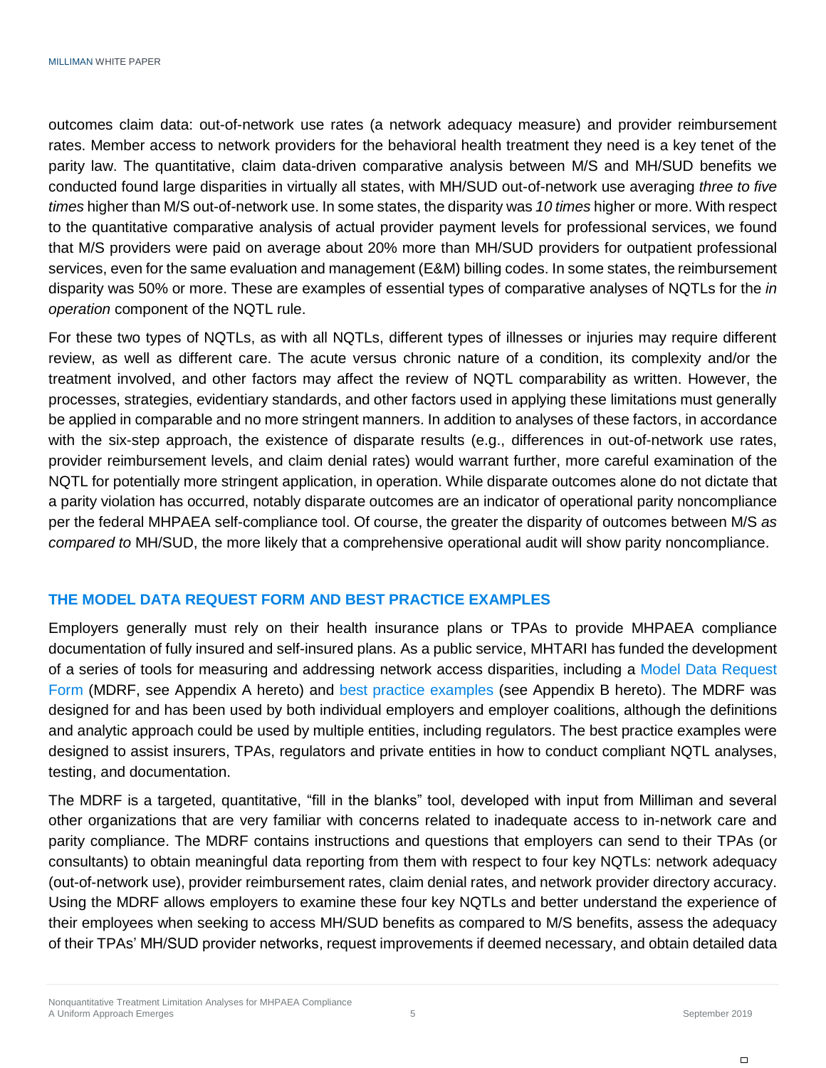outcomes claim data: out-of-network use rates (a network adequacy measure) and provider reimbursement rates. Member access to network providers for the behavioral health treatment they need is a key tenet of the parity law. The quantitative, claim data-driven comparative analysis between M/S and MH/SUD benefits we conducted found large disparities in virtually all states, with MH/SUD out-of-network use averaging *three to five times* higher than M/S out-of-network use. In some states, the disparity was *10 times* higher or more. With respect to the quantitative comparative analysis of actual provider payment levels for professional services, we found that M/S providers were paid on average about 20% more than MH/SUD providers for outpatient professional services, even for the same evaluation and management (E&M) billing codes. In some states, the reimbursement disparity was 50% or more. These are examples of essential types of comparative analyses of NQTLs for the *in operation* component of the NQTL rule.

For these two types of NQTLs, as with all NQTLs, different types of illnesses or injuries may require different review, as well as different care. The acute versus chronic nature of a condition, its complexity and/or the treatment involved, and other factors may affect the review of NQTL comparability as written. However, the processes, strategies, evidentiary standards, and other factors used in applying these limitations must generally be applied in comparable and no more stringent manners. In addition to analyses of these factors, in accordance with the six-step approach, the existence of disparate results (e.g., differences in out-of-network use rates, provider reimbursement levels, and claim denial rates) would warrant further, more careful examination of the NQTL for potentially more stringent application, in operation. While disparate outcomes alone do not dictate that a parity violation has occurred, notably disparate outcomes are an indicator of operational parity noncompliance per the federal MHPAEA self-compliance tool. Of course, the greater the disparity of outcomes between M/S *as compared to* MH/SUD, the more likely that a comprehensive operational audit will show parity noncompliance.

## THE MODEL DATA REQUEST FORM AND BEST PRACTICE EXAMPLES

Employers generally must rely on their health insurance plans or TPAs to provide MHPAEA compliance documentation of fully insured and self-insured plans. As a public service, MHTARI has funded the development of a series of tools for measuring and addressing network access disparities, including a Model Data Request Form (MDRF, see Appendix A hereto) and best practice examples (see Appendix B hereto). The MDRF was designed for and has been used by both individual employers and employer coalitions, although the definitions and analytic approach could be used by multiple entities, including regulators. The best practice examples were designed to assist insurers, TPAs, regulators and private entities in how to conduct compliant NQTL analyses, testing, and documentation.

The MDRF is a targeted, quantitative, "fill in the blanks" tool, developed with input from Milliman and several other organizations that are very familiar with concerns related to inadequate access to in-network care and parity compliance. The MDRF contains instructions and questions that employers can send to their TPAs (or consultants) to obtain meaningful data reporting from them with respect to four key NQTLs: network adequacy (out-of-network use), provider reimbursement rates, claim denial rates, and network provider directory accuracy. Using the MDRF allows employers to examine these four key NQTLs and better understand the experience of their employees when seeking to access MH/SUD benefits as compared to M/S benefits, assess the adequacy of their TPAs' MH/SUD provider networks, request improvements if deemed necessary, and obtain detailed data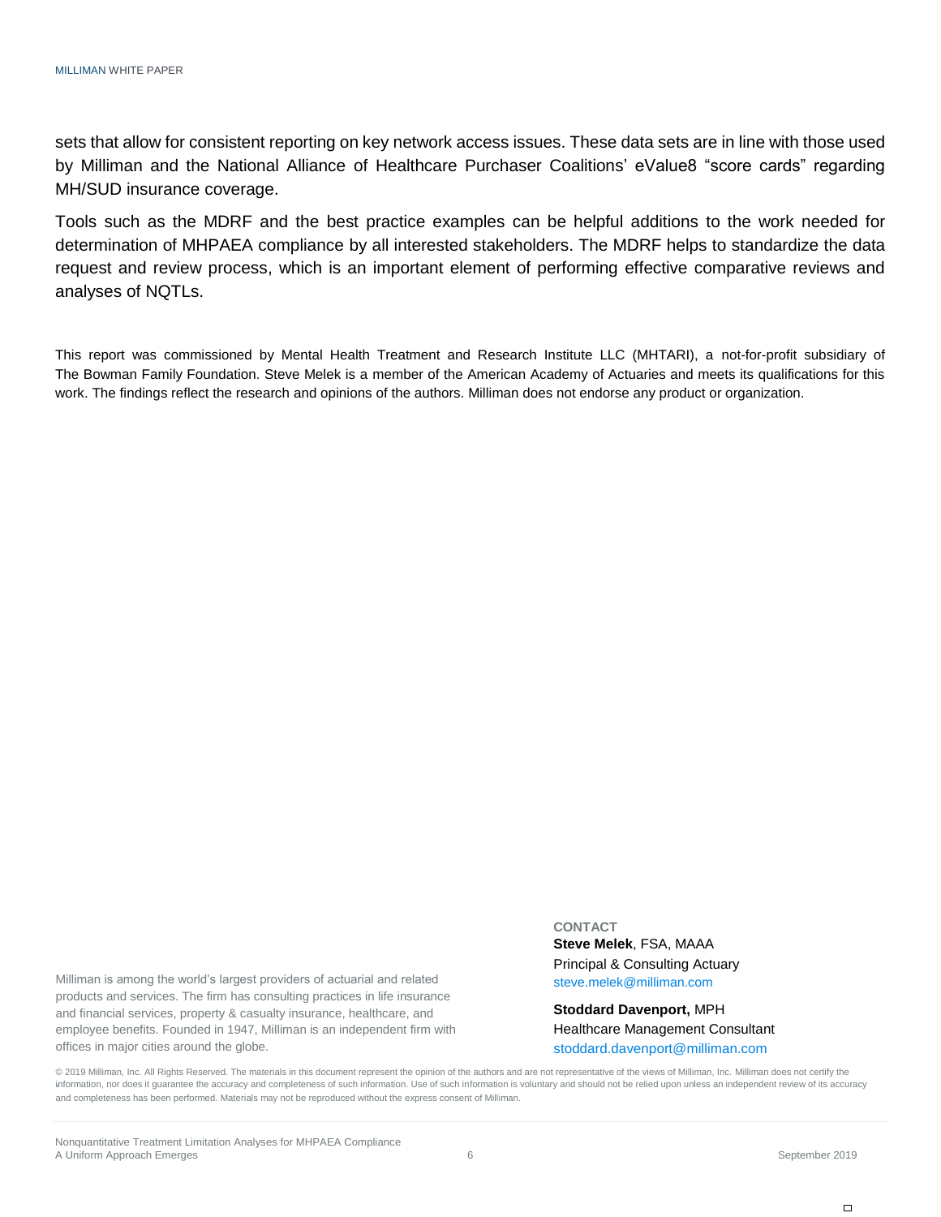sets that allow for consistent reporting on key network access issues. These data sets are in line with those used by Milliman and the National Alliance of Healthcare Purchaser Coalitions' eValue8 "score cards" regarding MH/SUD insurance coverage.

Tools such as the MDRF and the best practice examples can be helpful additions to the work needed for determination of MHPAEA compliance by all interested stakeholders. The MDRF helps to standardize the data request and review process, which is an important element of performing effective comparative reviews and analyses of NQTLs.

This report was commissioned by Mental Health Treatment and Research Institute LLC (MHTARI), a not-for-profit subsidiary of The Bowman Family Foundation. Steve Melek is a member of the American Academy of Actuaries and meets its qualifications for this work. The findings reflect the research and opinions of the authors. Milliman does not endorse any product or organization.

Milliman is among the world's largest providers of actuarial and related products and services. The firm has consulting practices in life insurance and financial services, property & casualty insurance, healthcare, and employee benefits. Founded in 1947, Milliman is an independent firm with offices in major cities around the globe.

**CONTACT**

**Steve Melek**, FSA, MAAA
Principal & Consulting Actuary
steve.melek@milliman.com

**Stoddard Davenport,** MPH
Healthcare Management Consultant
stoddard.davenport@milliman.com

© 2019 Milliman, Inc. All Rights Reserved. The materials in this document represent the opinion of the authors and are not representative of the views of Milliman, Inc. Milliman does not certify the information, nor does it guarantee the accuracy and completeness of such information. Use of such information is voluntary and should not be relied upon unless an independent review of its accuracy and completeness has been performed. Materials may not be reproduced without the express consent of Milliman.